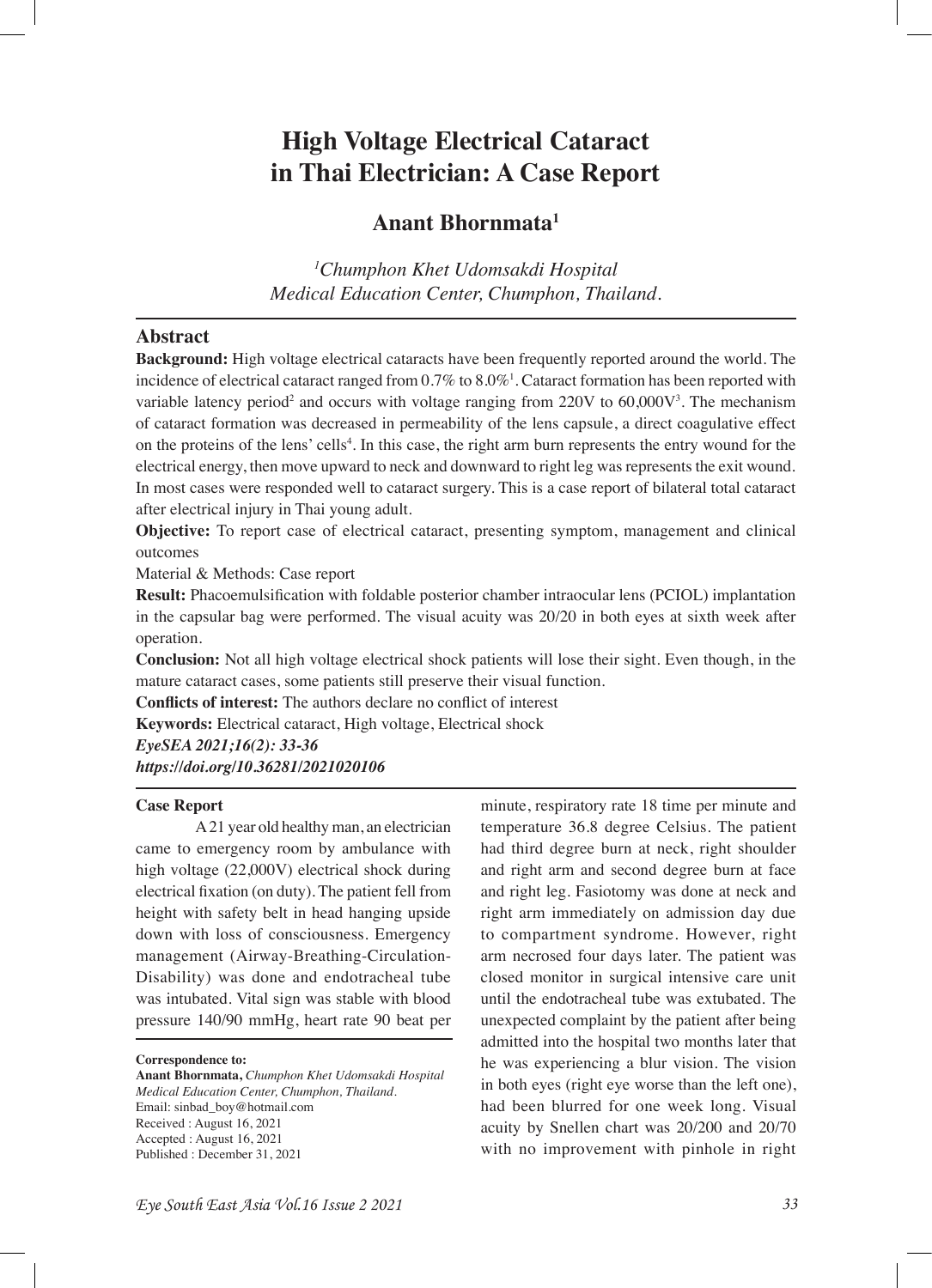# High Voltage Electrical Cataract in Thai Electrician: A Case Report

**Anant Bhornmata[1]**

*[1]Chumphon Khet Udomsakdi Hospital Medical Education Center, Chumphon, Thailand.*

## Abstract

**Background:** High voltage electrical cataracts have been frequently reported around the world. The incidence of electrical cataract ranged from 0.7% to 8.0%[1]. Cataract formation has been reported with variable latency period[2] and occurs with voltage ranging from 220V to 60,000V[3]. The mechanism of cataract formation was decreased in permeability of the lens capsule, a direct coagulative effect on the proteins of the lens' cells[4]. In this case, the right arm burn represents the entry wound for the electrical energy, then move upward to neck and downward to right leg was represents the exit wound. In most cases were responded well to cataract surgery. This is a case report of bilateral total cataract after electrical injury in Thai young adult.

**Objective:** To report case of electrical cataract, presenting symptom, management and clinical outcomes

Material & Methods: Case report

**Result:** Phacoemulsification with foldable posterior chamber intraocular lens (PCIOL) implantation in the capsular bag were performed. The visual acuity was 20/20 in both eyes at sixth week after operation.

**Conclusion:** Not all high voltage electrical shock patients will lose their sight. Even though, in the mature cataract cases, some patients still preserve their visual function.

**Conflicts of interest:** The authors declare no conflict of interest

**Keywords:** Electrical cataract, High voltage, Electrical shock

***EyeSEA 2021;16(2): 33-36***

***https://doi.org/10.36281/2021020106***

## Case Report

A 21 year old healthy man, an electrician came to emergency room by ambulance with high voltage (22,000V) electrical shock during electrical fixation (on duty). The patient fell from height with safety belt in head hanging upside down with loss of consciousness. Emergency management (Airway-Breathing-Circulation-Disability) was done and endotracheal tube was intubated. Vital sign was stable with blood pressure 140/90 mmHg, heart rate 90 beat per minute, respiratory rate 18 time per minute and temperature 36.8 degree Celsius. The patient had third degree burn at neck, right shoulder and right arm and second degree burn at face and right leg. Fasiotomy was done at neck and right arm immediately on admission day due to compartment syndrome. However, right arm necrosed four days later. The patient was closed monitor in surgical intensive care unit until the endotracheal tube was extubated. The unexpected complaint by the patient after being admitted into the hospital two months later that he was experiencing a blur vision. The vision in both eyes (right eye worse than the left one), had been blurred for one week long. Visual acuity by Snellen chart was 20/200 and 20/70 with no improvement with pinhole in right

**Correspondence to:**
**Anant Bhornmata,** *Chumphon Khet Udomsakdi Hospital Medical Education Center, Chumphon, Thailand.*
Email: sinbad_boy@hotmail.com
Received : August 16, 2021
Accepted : August 16, 2021
Published : December 31, 2021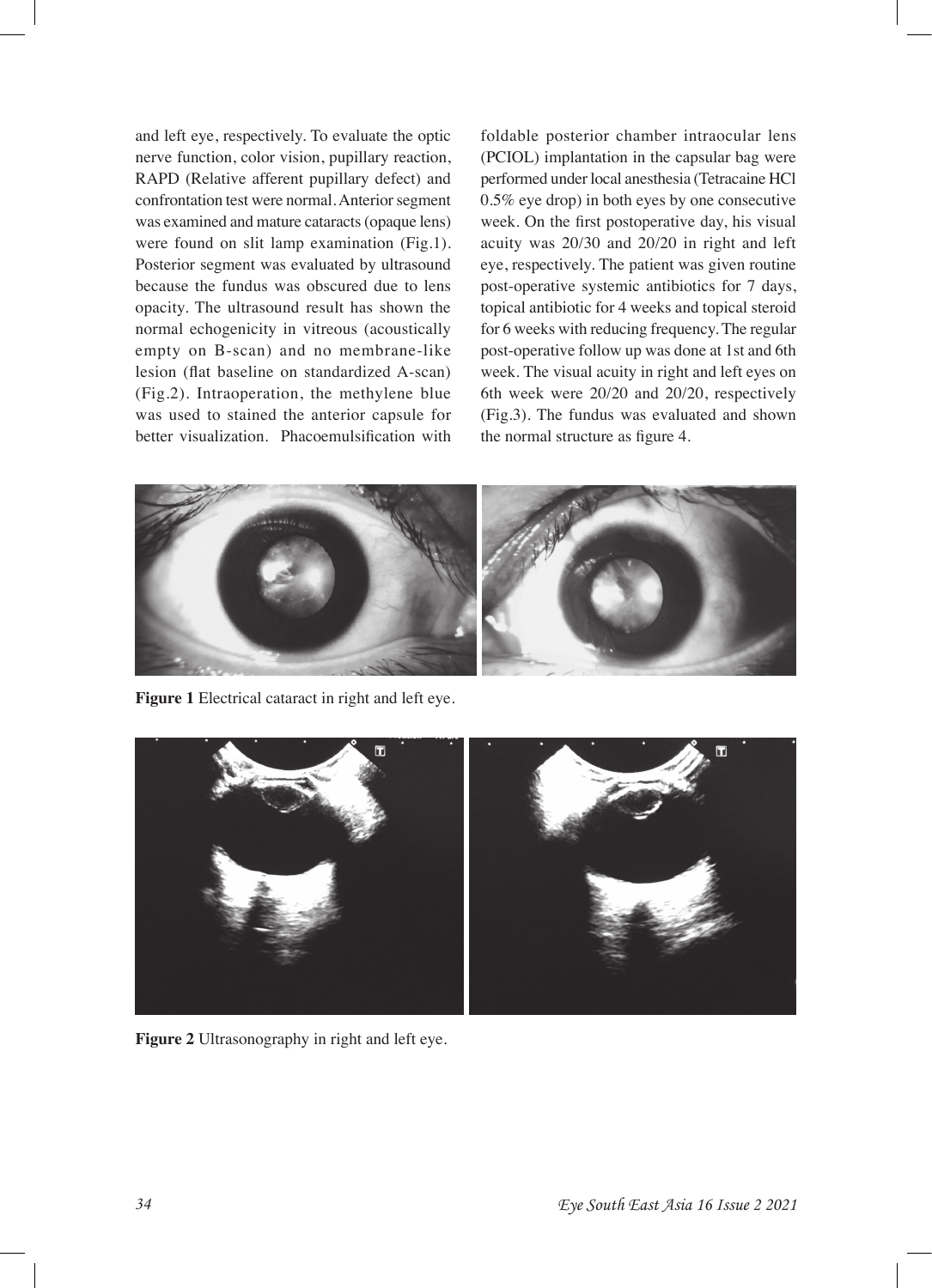and left eye, respectively. To evaluate the optic nerve function, color vision, pupillary reaction, RAPD (Relative afferent pupillary defect) and confrontation test were normal. Anterior segment was examined and mature cataracts (opaque lens) were found on slit lamp examination (Fig.1). Posterior segment was evaluated by ultrasound because the fundus was obscured due to lens opacity. The ultrasound result has shown the normal echogenicity in vitreous (acoustically empty on B-scan) and no membrane-like lesion (flat baseline on standardized A-scan) (Fig.2). Intraoperation, the methylene blue was used to stained the anterior capsule for better visualization. Phacoemulsification with foldable posterior chamber intraocular lens (PCIOL) implantation in the capsular bag were performed under local anesthesia (Tetracaine HCl 0.5% eye drop) in both eyes by one consecutive week. On the first postoperative day, his visual acuity was 20/30 and 20/20 in right and left eye, respectively. The patient was given routine post-operative systemic antibiotics for 7 days, topical antibiotic for 4 weeks and topical steroid for 6 weeks with reducing frequency. The regular post-operative follow up was done at 1st and 6th week. The visual acuity in right and left eyes on 6th week were 20/20 and 20/20, respectively (Fig.3). The fundus was evaluated and shown the normal structure as figure 4.

**Figure 1** Electrical cataract in right and left eye.

**Figure 2** Ultrasonography in right and left eye.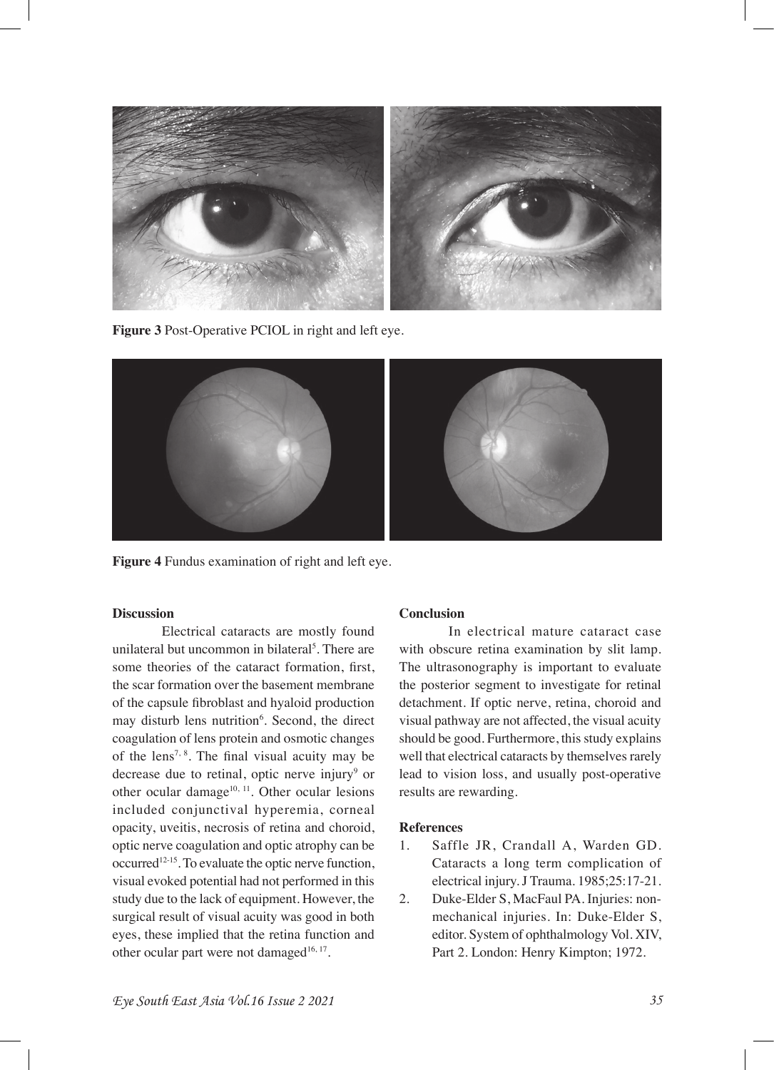Figure 3 Post-Operative PCIOL in right and left eye.

Figure 4 Fundus examination of right and left eye.

## Discussion

Electrical cataracts are mostly found unilateral but uncommon in bilateral[5]. There are some theories of the cataract formation, first, the scar formation over the basement membrane of the capsule fibroblast and hyaloid production may disturb lens nutrition[6]. Second, the direct coagulation of lens protein and osmotic changes of the lens[7, 8]. The final visual acuity may be decrease due to retinal, optic nerve injury[9] or other ocular damage[10, 11]. Other ocular lesions included conjunctival hyperemia, corneal opacity, uveitis, necrosis of retina and choroid, optic nerve coagulation and optic atrophy can be occurred[12-15]. To evaluate the optic nerve function, visual evoked potential had not performed in this study due to the lack of equipment. However, the surgical result of visual acuity was good in both eyes, these implied that the retina function and other ocular part were not damaged[16, 17].

## Conclusion

In electrical mature cataract case with obscure retina examination by slit lamp. The ultrasonography is important to evaluate the posterior segment to investigate for retinal detachment. If optic nerve, retina, choroid and visual pathway are not affected, the visual acuity should be good. Furthermore, this study explains well that electrical cataracts by themselves rarely lead to vision loss, and usually post-operative results are rewarding.

## References

1. Saffle JR, Crandall A, Warden GD. Cataracts a long term complication of electrical injury. J Trauma. 1985;25:17-21.
2. Duke-Elder S, MacFaul PA. Injuries: non-mechanical injuries. In: Duke-Elder S, editor. System of ophthalmology Vol. XIV, Part 2. London: Henry Kimpton; 1972.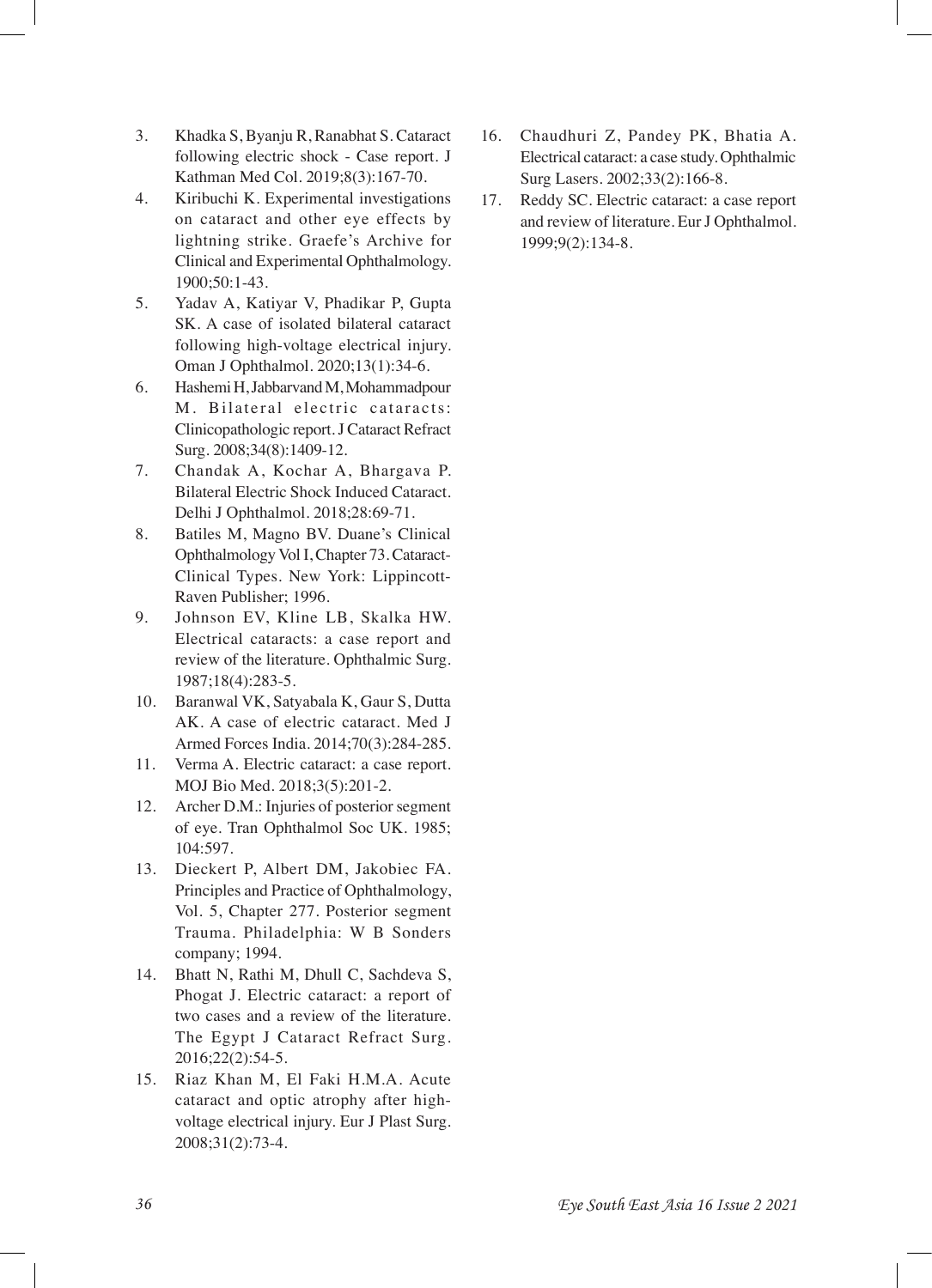3. Khadka S, Byanju R, Ranabhat S. Cataract following electric shock - Case report. J Kathman Med Col. 2019;8(3):167-70.
4. Kiribuchi K. Experimental investigations on cataract and other eye effects by lightning strike. Graefe's Archive for Clinical and Experimental Ophthalmology. 1900;50:1-43.
5. Yadav A, Katiyar V, Phadikar P, Gupta SK. A case of isolated bilateral cataract following high-voltage electrical injury. Oman J Ophthalmol. 2020;13(1):34-6.
6. Hashemi H, Jabbarvand M, Mohammadpour M. Bilateral electric cataracts: Clinicopathologic report. J Cataract Refract Surg. 2008;34(8):1409-12.
7. Chandak A, Kochar A, Bhargava P. Bilateral Electric Shock Induced Cataract. Delhi J Ophthalmol. 2018;28:69-71.
8. Batiles M, Magno BV. Duane's Clinical Ophthalmology Vol I, Chapter 73. Cataract-Clinical Types. New York: Lippincott-Raven Publisher; 1996.
9. Johnson EV, Kline LB, Skalka HW. Electrical cataracts: a case report and review of the literature. Ophthalmic Surg. 1987;18(4):283-5.
10. Baranwal VK, Satyabala K, Gaur S, Dutta AK. A case of electric cataract. Med J Armed Forces India. 2014;70(3):284-285.
11. Verma A. Electric cataract: a case report. MOJ Bio Med. 2018;3(5):201-2.
12. Archer D.M.: Injuries of posterior segment of eye. Tran Ophthalmol Soc UK. 1985; 104:597.
13. Dieckert P, Albert DM, Jakobiec FA. Principles and Practice of Ophthalmology, Vol. 5, Chapter 277. Posterior segment Trauma. Philadelphia: W B Sonders company; 1994.
14. Bhatt N, Rathi M, Dhull C, Sachdeva S, Phogat J. Electric cataract: a report of two cases and a review of the literature. The Egypt J Cataract Refract Surg. 2016;22(2):54-5.
15. Riaz Khan M, El Faki H.M.A. Acute cataract and optic atrophy after high-voltage electrical injury. Eur J Plast Surg. 2008;31(2):73-4.
16. Chaudhuri Z, Pandey PK, Bhatia A. Electrical cataract: a case study. Ophthalmic Surg Lasers. 2002;33(2):166-8.
17. Reddy SC. Electric cataract: a case report and review of literature. Eur J Ophthalmol. 1999;9(2):134-8.